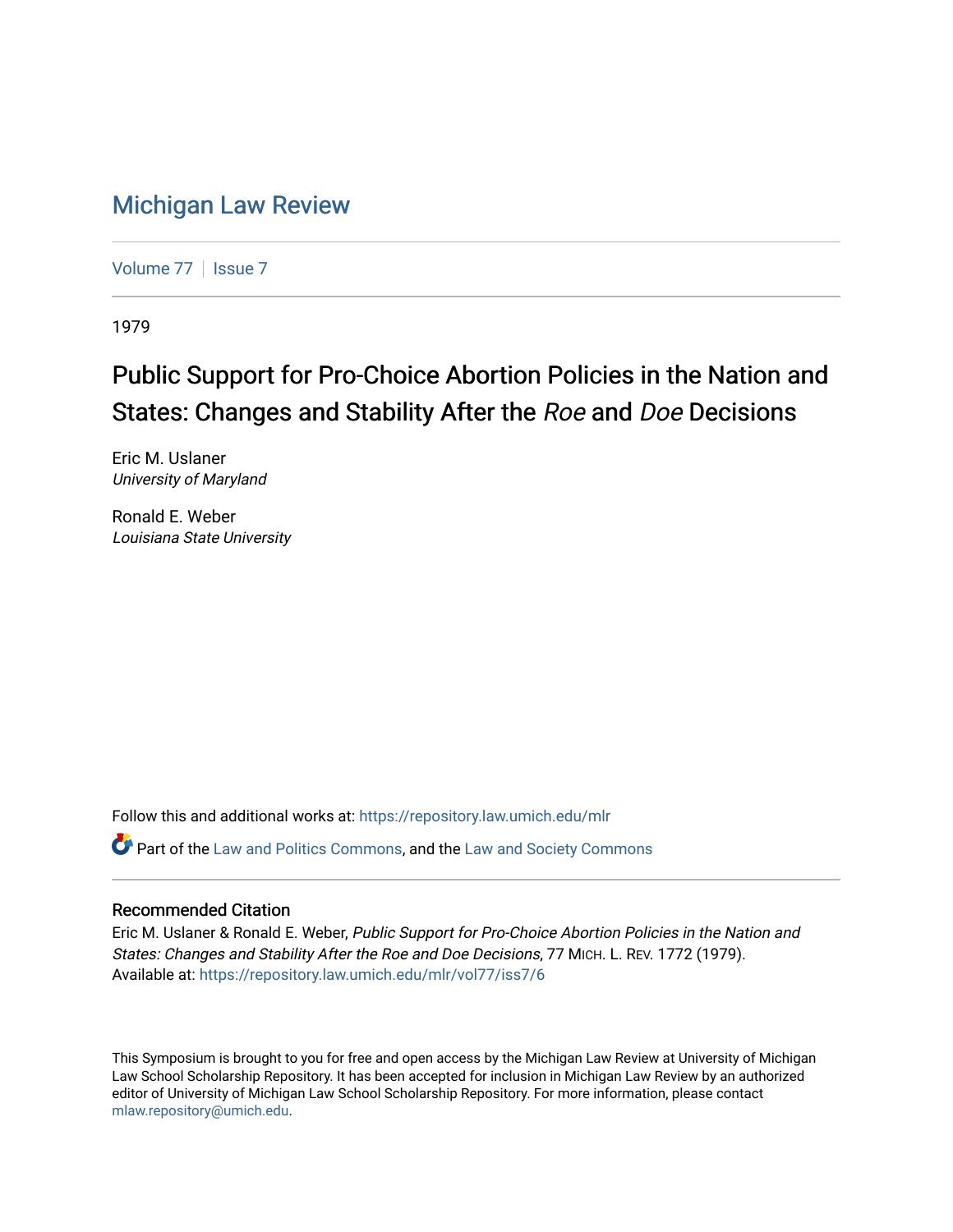# Michigan Law Review

Volume 77 | Issue 7

1979

## Public Support for Pro-Choice Abortion Policies in the Nation and States: Changes and Stability After the *Roe* and *Doe* Decisions

Eric M. Uslaner
*University of Maryland*

Ronald E. Weber
*Louisiana State University*

Follow this and additional works at: https://repository.law.umich.edu/mlr

Part of the Law and Politics Commons, and the Law and Society Commons

### Recommended Citation

Eric M. Uslaner & Ronald E. Weber, *Public Support for Pro-Choice Abortion Policies in the Nation and States: Changes and Stability After the Roe and Doe Decisions*, 77 MICH. L. REV. 1772 (1979).
Available at: https://repository.law.umich.edu/mlr/vol77/iss7/6

This Symposium is brought to you for free and open access by the Michigan Law Review at University of Michigan Law School Scholarship Repository. It has been accepted for inclusion in Michigan Law Review by an authorized editor of University of Michigan Law School Scholarship Repository. For more information, please contact mlaw.repository@umich.edu.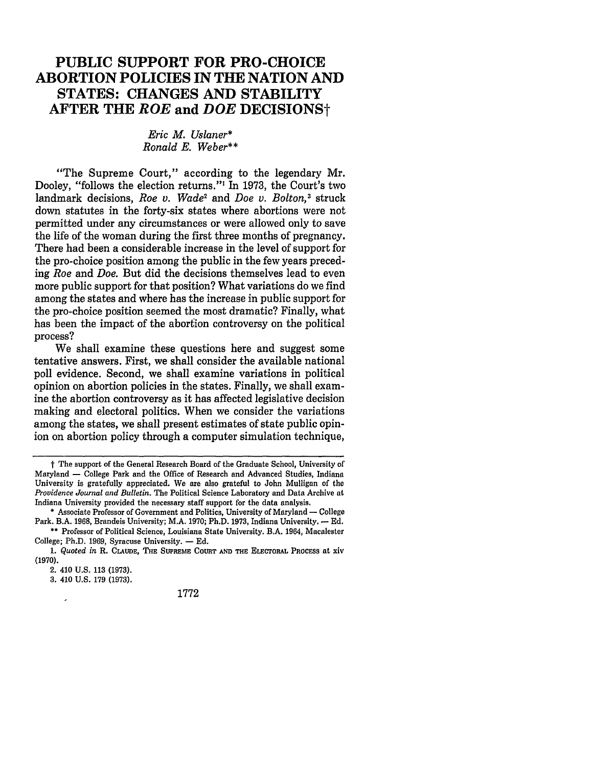# PUBLIC SUPPORT FOR PRO-CHOICE ABORTION POLICIES IN THE NATION AND STATES: CHANGES AND STABILITY AFTER THE *ROE* and *DOE* DECISIONS†

*Eric M. Uslaner**
*Ronald E. Weber***

"The Supreme Court," according to the legendary Mr. Dooley, "follows the election returns."[1] In 1973, the Court's two landmark decisions, *Roe v. Wade*[2] and *Doe v. Bolton*,[3] struck down statutes in the forty-six states where abortions were not permitted under any circumstances or were allowed only to save the life of the woman during the first three months of pregnancy. There had been a considerable increase in the level of support for the pro-choice position among the public in the few years preceding *Roe* and *Doe*. But did the decisions themselves lead to even more public support for that position? What variations do we find among the states and where has the increase in public support for the pro-choice position seemed the most dramatic? Finally, what has been the impact of the abortion controversy on the political process?

We shall examine these questions here and suggest some tentative answers. First, we shall consider the available national poll evidence. Second, we shall examine variations in political opinion on abortion policies in the states. Finally, we shall examine the abortion controversy as it has affected legislative decision making and electoral politics. When we consider the variations among the states, we shall present estimates of state public opinion on abortion policy through a computer simulation technique,

---

† The support of the General Research Board of the Graduate School, University of Maryland — College Park and the Office of Research and Advanced Studies, Indiana University is gratefully appreciated. We are also grateful to John Mulligan of the *Providence Journal and Bulletin*. The Political Science Laboratory and Data Archive at Indiana University provided the necessary staff support for the data analysis.

\* Associate Professor of Government and Politics, University of Maryland — College Park. B.A. 1968, Brandeis University; M.A. 1970; Ph.D. 1973, Indiana University. — Ed.

\*\* Professor of Political Science, Louisiana State University. B.A. 1964, Macalester College; Ph.D. 1969, Syracuse University. — Ed.

1. *Quoted in* R. CLAUDE, THE SUPREME COURT AND THE ELECTORAL PROCESS at xiv (1970).

2. 410 U.S. 113 (1973).

3. 410 U.S. 179 (1973).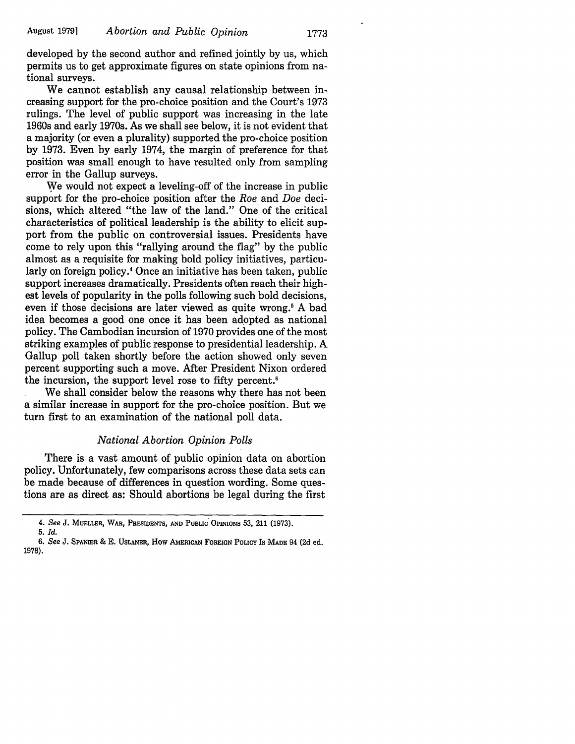developed by the second author and refined jointly by us, which permits us to get approximate figures on state opinions from national surveys.

We cannot establish any causal relationship between increasing support for the pro-choice position and the Court's 1973 rulings. The level of public support was increasing in the late 1960s and early 1970s. As we shall see below, it is not evident that a majority (or even a plurality) supported the pro-choice position by 1973. Even by early 1974, the margin of preference for that position was small enough to have resulted only from sampling error in the Gallup surveys.

We would not expect a leveling-off of the increase in public support for the pro-choice position after the *Roe* and *Doe* decisions, which altered "the law of the land." One of the critical characteristics of political leadership is the ability to elicit support from the public on controversial issues. Presidents have come to rely upon this "rallying around the flag" by the public almost as a requisite for making bold policy initiatives, particularly on foreign policy.[4] Once an initiative has been taken, public support increases dramatically. Presidents often reach their highest levels of popularity in the polls following such bold decisions, even if those decisions are later viewed as quite wrong.[5] A bad idea becomes a good one once it has been adopted as national policy. The Cambodian incursion of 1970 provides one of the most striking examples of public response to presidential leadership. A Gallup poll taken shortly before the action showed only seven percent supporting such a move. After President Nixon ordered the incursion, the support level rose to fifty percent.[6]

We shall consider below the reasons why there has not been a similar increase in support for the pro-choice position. But we turn first to an examination of the national poll data.

### *National Abortion Opinion Polls*

There is a vast amount of public opinion data on abortion policy. Unfortunately, few comparisons across these data sets can be made because of differences in question wording. Some questions are as direct as: Should abortions be legal during the first

---

4. *See* J. MUELLER, WAR, PRESIDENTS, AND PUBLIC OPINIONS 53, 211 (1973).

5. *Id.*

6. *See* J. SPANIER & E. USLANER, HOW AMERICAN FOREIGN POLICY IS MADE 94 (2d ed. 1978).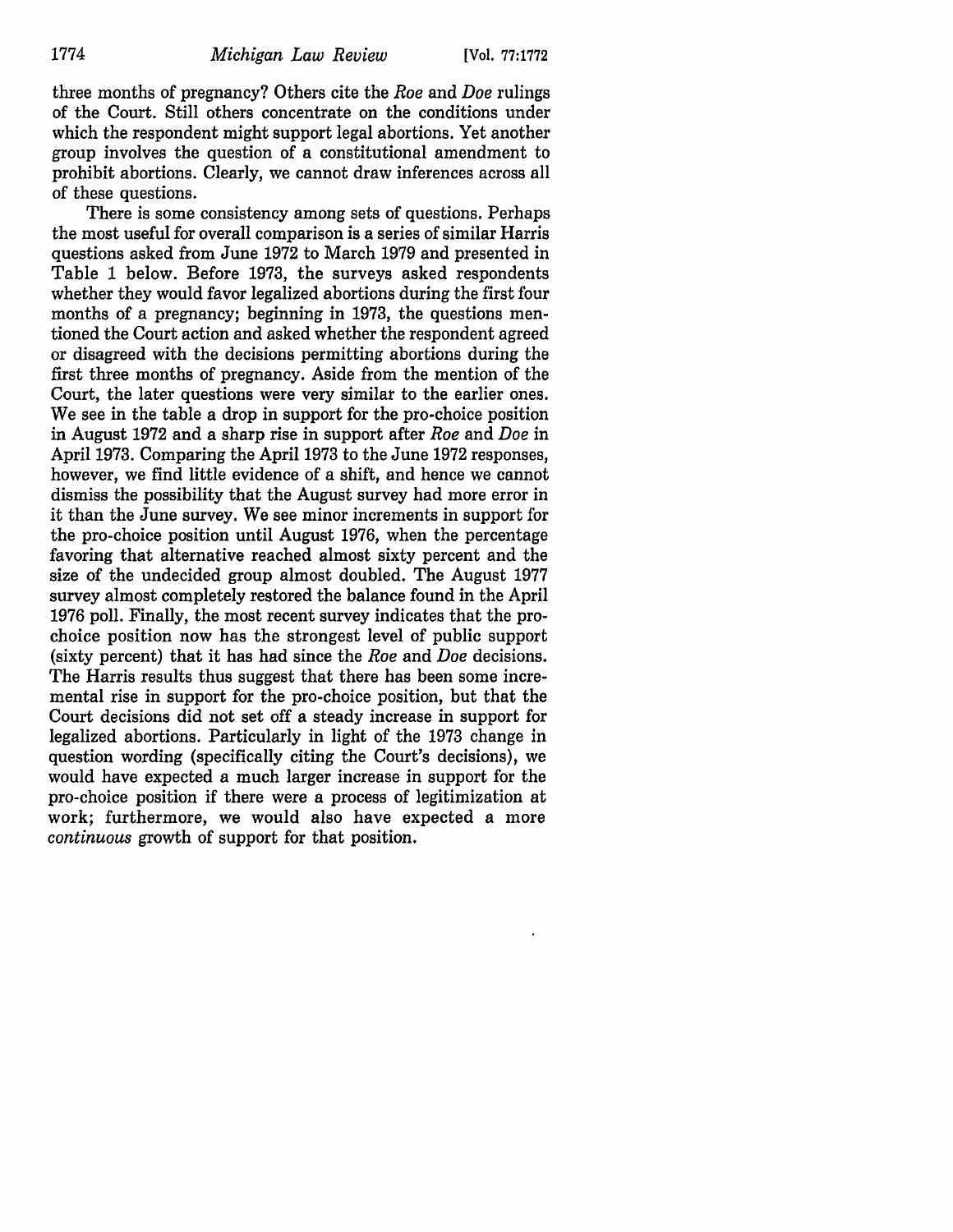three months of pregnancy? Others cite the *Roe* and *Doe* rulings of the Court. Still others concentrate on the conditions under which the respondent might support legal abortions. Yet another group involves the question of a constitutional amendment to prohibit abortions. Clearly, we cannot draw inferences across all of these questions.

There is some consistency among sets of questions. Perhaps the most useful for overall comparison is a series of similar Harris questions asked from June 1972 to March 1979 and presented in Table 1 below. Before 1973, the surveys asked respondents whether they would favor legalized abortions during the first four months of a pregnancy; beginning in 1973, the questions mentioned the Court action and asked whether the respondent agreed or disagreed with the decisions permitting abortions during the first three months of pregnancy. Aside from the mention of the Court, the later questions were very similar to the earlier ones. We see in the table a drop in support for the pro-choice position in August 1972 and a sharp rise in support after *Roe* and *Doe* in April 1973. Comparing the April 1973 to the June 1972 responses, however, we find little evidence of a shift, and hence we cannot dismiss the possibility that the August survey had more error in it than the June survey. We see minor increments in support for the pro-choice position until August 1976, when the percentage favoring that alternative reached almost sixty percent and the size of the undecided group almost doubled. The August 1977 survey almost completely restored the balance found in the April 1976 poll. Finally, the most recent survey indicates that the pro-choice position now has the strongest level of public support (sixty percent) that it has had since the *Roe* and *Doe* decisions. The Harris results thus suggest that there has been some incremental rise in support for the pro-choice position, but that the Court decisions did not set off a steady increase in support for legalized abortions. Particularly in light of the 1973 change in question wording (specifically citing the Court's decisions), we would have expected a much larger increase in support for the pro-choice position if there were a process of legitimization at work; furthermore, we would also have expected a more *continuous* growth of support for that position.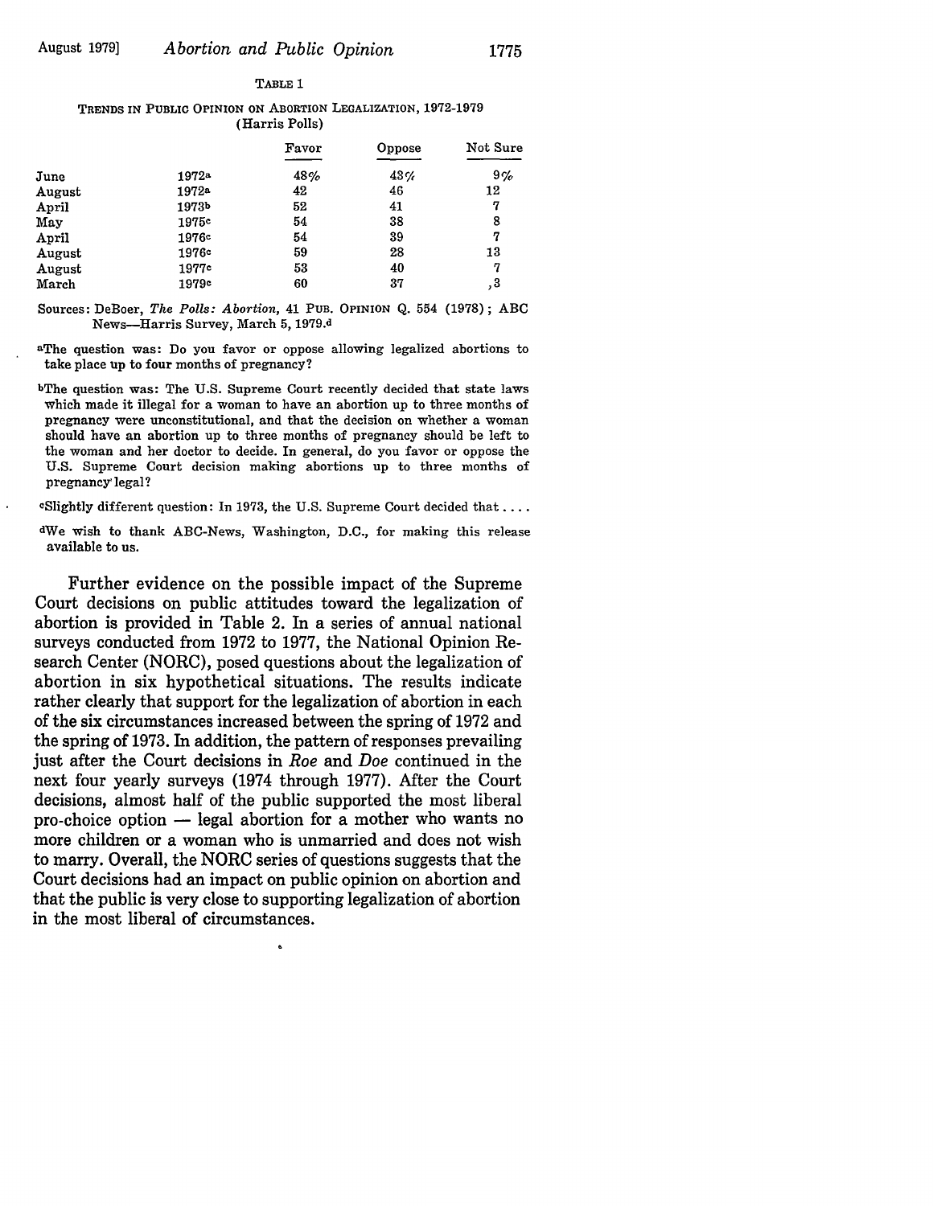TABLE 1

TRENDS IN PUBLIC OPINION ON ABORTION LEGALIZATION, 1972-1979
(Harris Polls)

| | | Favor | Oppose | Not Sure |
|---|---|---|---|---|
| June | 1972[a] | 48% | 43% | 9% |
| August | 1972[a] | 42 | 46 | 12 |
| April | 1973[b] | 52 | 41 | 7 |
| May | 1975[c] | 54 | 38 | 8 |
| April | 1976[c] | 54 | 39 | 7 |
| August | 1976[c] | 59 | 28 | 13 |
| August | 1977[c] | 53 | 40 | 7 |
| March | 1979[c] | 60 | 37 | ,3 |

Sources: DeBoer, *The Polls: Abortion*, 41 PUB. OPINION Q. 554 (1978); ABC News—Harris Survey, March 5, 1979.[d]

[a]The question was: Do you favor or oppose allowing legalized abortions to take place up to four months of pregnancy?

[b]The question was: The U.S. Supreme Court recently decided that state laws which made it illegal for a woman to have an abortion up to three months of pregnancy were unconstitutional, and that the decision on whether a woman should have an abortion up to three months of pregnancy should be left to the woman and her doctor to decide. In general, do you favor or oppose the U.S. Supreme Court decision making abortions up to three months of pregnancy legal?

[c]Slightly different question: In 1973, the U.S. Supreme Court decided that ....

[d]We wish to thank ABC-News, Washington, D.C., for making this release available to us.

Further evidence on the possible impact of the Supreme Court decisions on public attitudes toward the legalization of abortion is provided in Table 2. In a series of annual national surveys conducted from 1972 to 1977, the National Opinion Research Center (NORC), posed questions about the legalization of abortion in six hypothetical situations. The results indicate rather clearly that support for the legalization of abortion in each of the six circumstances increased between the spring of 1972 and the spring of 1973. In addition, the pattern of responses prevailing just after the Court decisions in *Roe* and *Doe* continued in the next four yearly surveys (1974 through 1977). After the Court decisions, almost half of the public supported the most liberal pro-choice option — legal abortion for a mother who wants no more children or a woman who is unmarried and does not wish to marry. Overall, the NORC series of questions suggests that the Court decisions had an impact on public opinion on abortion and that the public is very close to supporting legalization of abortion in the most liberal of circumstances.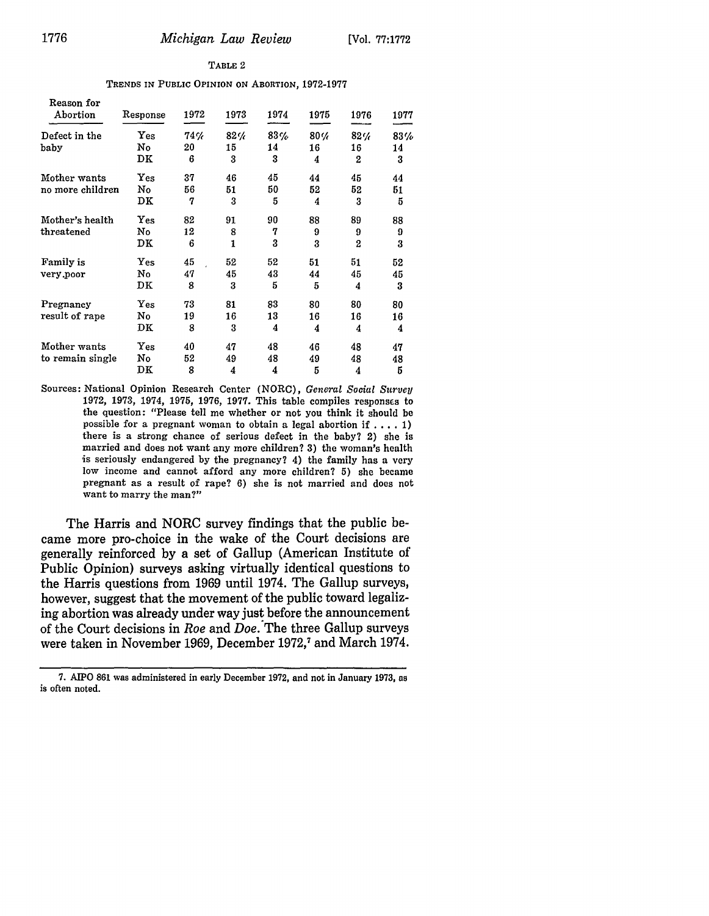TABLE 2

TRENDS IN PUBLIC OPINION ON ABORTION, 1972-1977

| Reason for Abortion | Response | 1972 | 1973 | 1974 | 1975 | 1976 | 1977 |
|---|---|---|---|---|---|---|---|
| Defect in the baby | Yes | 74% | 82% | 83% | 80% | 82% | 83% |
| | No | 20 | 15 | 14 | 16 | 16 | 14 |
| | DK | 6 | 3 | 3 | 4 | 2 | 3 |
| Mother wants no more children | Yes | 37 | 46 | 45 | 44 | 45 | 44 |
| | No | 56 | 51 | 50 | 52 | 52 | 51 |
| | DK | 7 | 3 | 5 | 4 | 3 | 5 |
| Mother's health threatened | Yes | 82 | 91 | 90 | 88 | 89 | 88 |
| | No | 12 | 8 | 7 | 9 | 9 | 9 |
| | DK | 6 | 1 | 3 | 3 | 2 | 3 |
| Family is very poor | Yes | 45 | 52 | 52 | 51 | 51 | 52 |
| | No | 47 | 45 | 43 | 44 | 45 | 45 |
| | DK | 8 | 3 | 5 | 5 | 4 | 3 |
| Pregnancy result of rape | Yes | 73 | 81 | 83 | 80 | 80 | 80 |
| | No | 19 | 16 | 13 | 16 | 16 | 16 |
| | DK | 8 | 3 | 4 | 4 | 4 | 4 |
| Mother wants to remain single | Yes | 40 | 47 | 48 | 46 | 48 | 47 |
| | No | 52 | 49 | 48 | 49 | 48 | 48 |
| | DK | 8 | 4 | 4 | 5 | 4 | 5 |

Sources: National Opinion Research Center (NORC), *General Social Survey* 1972, 1973, 1974, 1975, 1976, 1977. This table compiles responses to the question: "Please tell me whether or not you think it should be possible for a pregnant woman to obtain a legal abortion if . . . . 1) there is a strong chance of serious defect in the baby? 2) she is married and does not want any more children? 3) the woman's health is seriously endangered by the pregnancy? 4) the family has a very low income and cannot afford any more children? 5) she became pregnant as a result of rape? 6) she is not married and does not want to marry the man?"

The Harris and NORC survey findings that the public became more pro-choice in the wake of the Court decisions are generally reinforced by a set of Gallup (American Institute of Public Opinion) surveys asking virtually identical questions to the Harris questions from 1969 until 1974. The Gallup surveys, however, suggest that the movement of the public toward legalizing abortion was already under way just before the announcement of the Court decisions in *Roe* and *Doe*. The three Gallup surveys were taken in November 1969, December 1972,[7] and March 1974.

7. AIPO 861 was administered in early December 1972, and not in January 1973, as is often noted.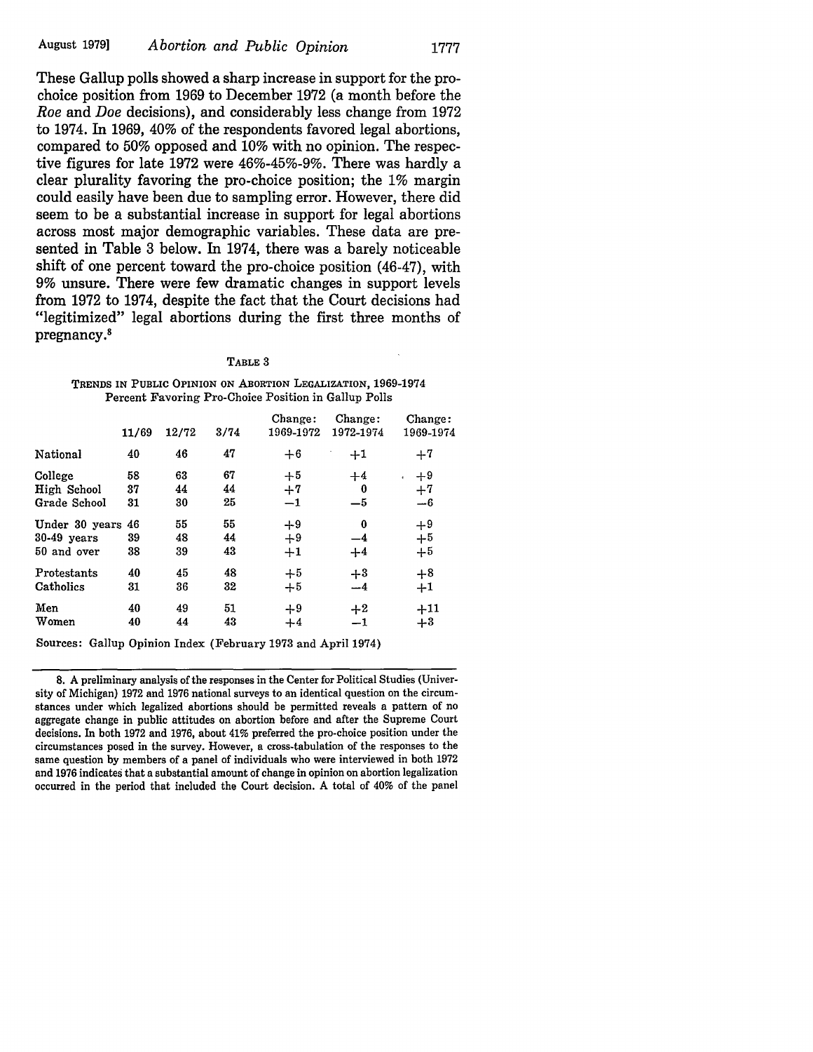These Gallup polls showed a sharp increase in support for the pro-choice position from 1969 to December 1972 (a month before the *Roe* and *Doe* decisions), and considerably less change from 1972 to 1974. In 1969, 40% of the respondents favored legal abortions, compared to 50% opposed and 10% with no opinion. The respective figures for late 1972 were 46%-45%-9%. There was hardly a clear plurality favoring the pro-choice position; the 1% margin could easily have been due to sampling error. However, there did seem to be a substantial increase in support for legal abortions across most major demographic variables. These data are presented in Table 3 below. In 1974, there was a barely noticeable shift of one percent toward the pro-choice position (46-47), with 9% unsure. There were few dramatic changes in support levels from 1972 to 1974, despite the fact that the Court decisions had "legitimized" legal abortions during the first three months of pregnancy.[8]

TABLE 3

TRENDS IN PUBLIC OPINION ON ABORTION LEGALIZATION, 1969-1974
Percent Favoring Pro-Choice Position in Gallup Polls

| | 11/69 | 12/72 | 3/74 | Change: 1969-1972 | Change: 1972-1974 | Change: 1969-1974 |
|---|---|---|---|---|---|---|
| National | 40 | 46 | 47 | +6 | +1 | +7 |
| College | 58 | 63 | 67 | +5 | +4 | +9 |
| High School | 37 | 44 | 44 | +7 | 0 | +7 |
| Grade School | 31 | 30 | 25 | −1 | −5 | −6 |
| Under 30 years | 46 | 55 | 55 | +9 | 0 | +9 |
| 30-49 years | 39 | 48 | 44 | +9 | −4 | +5 |
| 50 and over | 38 | 39 | 43 | +1 | +4 | +5 |
| Protestants | 40 | 45 | 48 | +5 | +3 | +8 |
| Catholics | 31 | 36 | 32 | +5 | −4 | +1 |
| Men | 40 | 49 | 51 | +9 | +2 | +11 |
| Women | 40 | 44 | 43 | +4 | −1 | +3 |

Sources: Gallup Opinion Index (February 1973 and April 1974)

8. A preliminary analysis of the responses in the Center for Political Studies (University of Michigan) 1972 and 1976 national surveys to an identical question on the circumstances under which legalized abortions should be permitted reveals a pattern of no aggregate change in public attitudes on abortion before and after the Supreme Court decisions. In both 1972 and 1976, about 41% preferred the pro-choice position under the circumstances posed in the survey. However, a cross-tabulation of the responses to the same question by members of a panel of individuals who were interviewed in both 1972 and 1976 indicates that a substantial amount of change in opinion on abortion legalization occurred in the period that included the Court decision. A total of 40% of the panel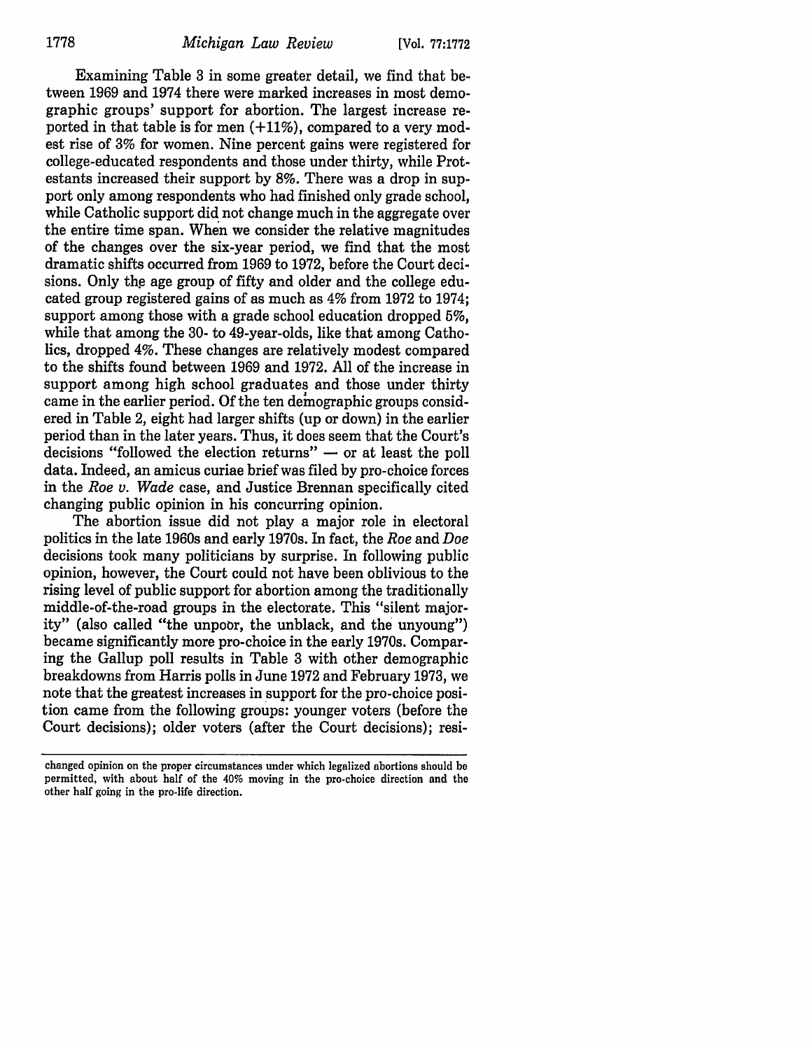Examining Table 3 in some greater detail, we find that between 1969 and 1974 there were marked increases in most demographic groups' support for abortion. The largest increase reported in that table is for men (+11%), compared to a very modest rise of 3% for women. Nine percent gains were registered for college-educated respondents and those under thirty, while Protestants increased their support by 8%. There was a drop in support only among respondents who had finished only grade school, while Catholic support did not change much in the aggregate over the entire time span. When we consider the relative magnitudes of the changes over the six-year period, we find that the most dramatic shifts occurred from 1969 to 1972, before the Court decisions. Only the age group of fifty and older and the college educated group registered gains of as much as 4% from 1972 to 1974; support among those with a grade school education dropped 5%, while that among the 30- to 49-year-olds, like that among Catholics, dropped 4%. These changes are relatively modest compared to the shifts found between 1969 and 1972. All of the increase in support among high school graduates and those under thirty came in the earlier period. Of the ten demographic groups considered in Table 2, eight had larger shifts (up or down) in the earlier period than in the later years. Thus, it does seem that the Court's decisions "followed the election returns" — or at least the poll data. Indeed, an amicus curiae brief was filed by pro-choice forces in the *Roe v. Wade* case, and Justice Brennan specifically cited changing public opinion in his concurring opinion.

The abortion issue did not play a major role in electoral politics in the late 1960s and early 1970s. In fact, the *Roe* and *Doe* decisions took many politicians by surprise. In following public opinion, however, the Court could not have been oblivious to the rising level of public support for abortion among the traditionally middle-of-the-road groups in the electorate. This "silent majority" (also called "the unpoor, the unblack, and the unyoung") became significantly more pro-choice in the early 1970s. Comparing the Gallup poll results in Table 3 with other demographic breakdowns from Harris polls in June 1972 and February 1973, we note that the greatest increases in support for the pro-choice position came from the following groups: younger voters (before the Court decisions); older voters (after the Court decisions); resi-

---

changed opinion on the proper circumstances under which legalized abortions should be permitted, with about half of the 40% moving in the pro-choice direction and the other half going in the pro-life direction.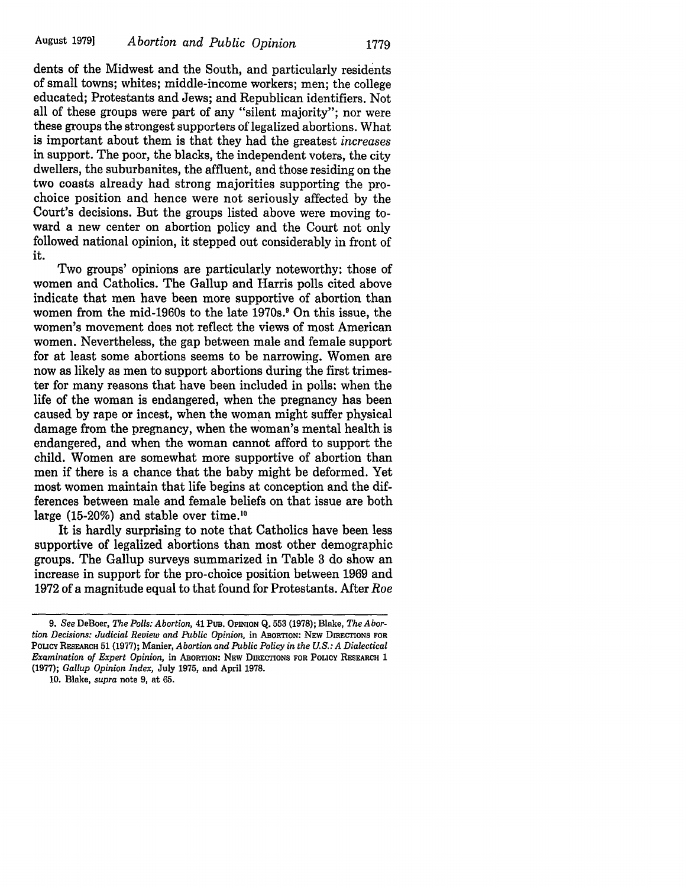dents of the Midwest and the South, and particularly residents of small towns; whites; middle-income workers; men; the college educated; Protestants and Jews; and Republican identifiers. Not all of these groups were part of any "silent majority"; nor were these groups the strongest supporters of legalized abortions. What is important about them is that they had the greatest *increases* in support. The poor, the blacks, the independent voters, the city dwellers, the suburbanites, the affluent, and those residing on the two coasts already had strong majorities supporting the pro-choice position and hence were not seriously affected by the Court's decisions. But the groups listed above were moving toward a new center on abortion policy and the Court not only followed national opinion, it stepped out considerably in front of it.

Two groups' opinions are particularly noteworthy: those of women and Catholics. The Gallup and Harris polls cited above indicate that men have been more supportive of abortion than women from the mid-1960s to the late 1970s.[9] On this issue, the women's movement does not reflect the views of most American women. Nevertheless, the gap between male and female support for at least some abortions seems to be narrowing. Women are now as likely as men to support abortions during the first trimester for many reasons that have been included in polls: when the life of the woman is endangered, when the pregnancy has been caused by rape or incest, when the woman might suffer physical damage from the pregnancy, when the woman's mental health is endangered, and when the woman cannot afford to support the child. Women are somewhat more supportive of abortion than men if there is a chance that the baby might be deformed. Yet most women maintain that life begins at conception and the differences between male and female beliefs on that issue are both large (15-20%) and stable over time.[10]

It is hardly surprising to note that Catholics have been less supportive of legalized abortions than most other demographic groups. The Gallup surveys summarized in Table 3 do show an increase in support for the pro-choice position between 1969 and 1972 of a magnitude equal to that found for Protestants. After *Roe*

---

9. *See* DeBoer, *The Polls: Abortion*, 41 PUB. OPINION Q. 553 (1978); Blake, *The Abortion Decisions: Judicial Review and Public Opinion*, in ABORTION: NEW DIRECTIONS FOR POLICY RESEARCH 51 (1977); Manier, *Abortion and Public Policy in the U.S.: A Dialectical Examination of Expert Opinion*, in ABORTION: NEW DIRECTIONS FOR POLICY RESEARCH 1 (1977); *Gallup Opinion Index*, July 1975, and April 1978.

10. Blake, *supra* note 9, at 65.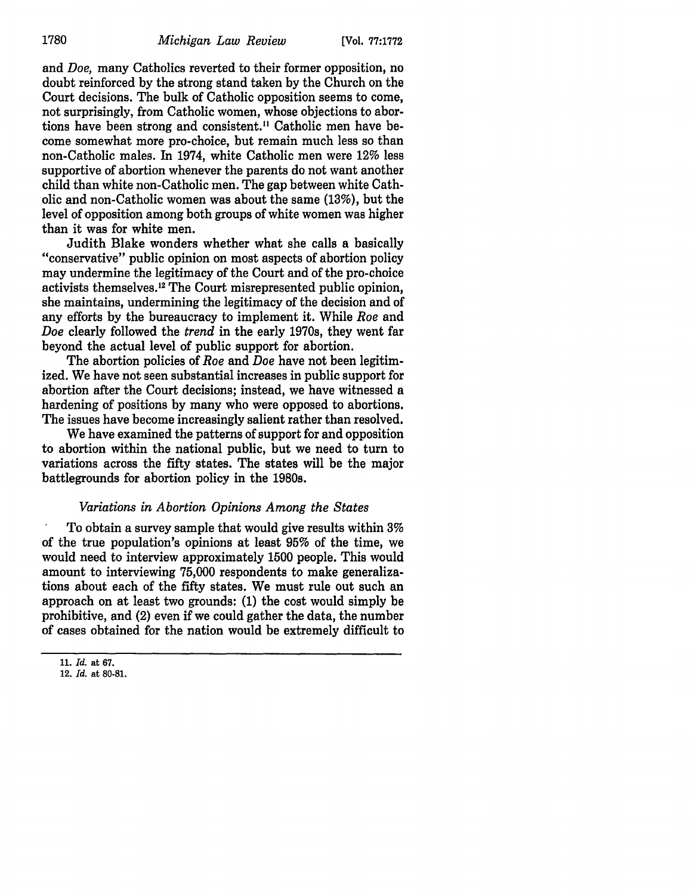and *Doe,* many Catholics reverted to their former opposition, no doubt reinforced by the strong stand taken by the Church on the Court decisions. The bulk of Catholic opposition seems to come, not surprisingly, from Catholic women, whose objections to abortions have been strong and consistent.[11] Catholic men have become somewhat more pro-choice, but remain much less so than non-Catholic males. In 1974, white Catholic men were 12% less supportive of abortion whenever the parents do not want another child than white non-Catholic men. The gap between white Catholic and non-Catholic women was about the same (13%), but the level of opposition among both groups of white women was higher than it was for white men.

Judith Blake wonders whether what she calls a basically "conservative" public opinion on most aspects of abortion policy may undermine the legitimacy of the Court and of the pro-choice activists themselves.[12] The Court misrepresented public opinion, she maintains, undermining the legitimacy of the decision and of any efforts by the bureaucracy to implement it. While *Roe* and *Doe* clearly followed the *trend* in the early 1970s, they went far beyond the actual level of public support for abortion.

The abortion policies of *Roe* and *Doe* have not been legitimized. We have not seen substantial increases in public support for abortion after the Court decisions; instead, we have witnessed a hardening of positions by many who were opposed to abortions. The issues have become increasingly salient rather than resolved.

We have examined the patterns of support for and opposition to abortion within the national public, but we need to turn to variations across the fifty states. The states will be the major battlegrounds for abortion policy in the 1980s.

### *Variations in Abortion Opinions Among the States*

To obtain a survey sample that would give results within 3% of the true population's opinions at least 95% of the time, we would need to interview approximately 1500 people. This would amount to interviewing 75,000 respondents to make generalizations about each of the fifty states. We must rule out such an approach on at least two grounds: (1) the cost would simply be prohibitive, and (2) even if we could gather the data, the number of cases obtained for the nation would be extremely difficult to

---

11. *Id.* at 67.
12. *Id.* at 80-81.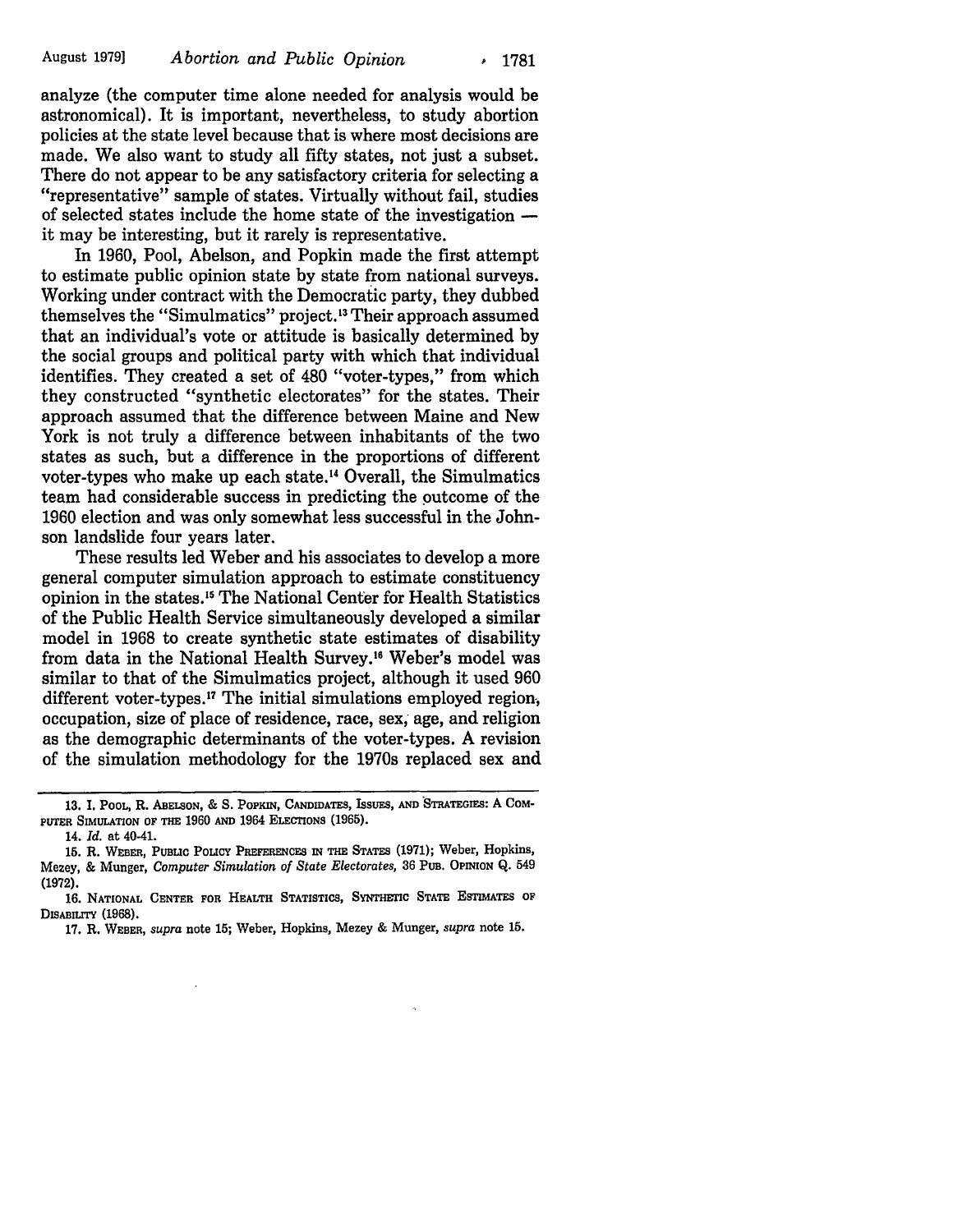analyze (the computer time alone needed for analysis would be astronomical). It is important, nevertheless, to study abortion policies at the state level because that is where most decisions are made. We also want to study all fifty states, not just a subset. There do not appear to be any satisfactory criteria for selecting a "representative" sample of states. Virtually without fail, studies of selected states include the home state of the investigation — it may be interesting, but it rarely is representative.

In 1960, Pool, Abelson, and Popkin made the first attempt to estimate public opinion state by state from national surveys. Working under contract with the Democratic party, they dubbed themselves the "Simulmatics" project.[13] Their approach assumed that an individual's vote or attitude is basically determined by the social groups and political party with which that individual identifies. They created a set of 480 "voter-types," from which they constructed "synthetic electorates" for the states. Their approach assumed that the difference between Maine and New York is not truly a difference between inhabitants of the two states as such, but a difference in the proportions of different voter-types who make up each state.[14] Overall, the Simulmatics team had considerable success in predicting the outcome of the 1960 election and was only somewhat less successful in the Johnson landslide four years later.

These results led Weber and his associates to develop a more general computer simulation approach to estimate constituency opinion in the states.[15] The National Center for Health Statistics of the Public Health Service simultaneously developed a similar model in 1968 to create synthetic state estimates of disability from data in the National Health Survey.[16] Weber's model was similar to that of the Simulmatics project, although it used 960 different voter-types.[17] The initial simulations employed region, occupation, size of place of residence, race, sex, age, and religion as the demographic determinants of the voter-types. A revision of the simulation methodology for the 1970s replaced sex and

---

13. I. Pool, R. Abelson, & S. Popkin, Candidates, Issues, and Strategies: A Computer Simulation of the 1960 and 1964 Elections (1965).

14. *Id.* at 40-41.

15. R. Weber, Public Policy Preferences in the States (1971); Weber, Hopkins, Mezey, & Munger, *Computer Simulation of State Electorates*, 36 Pub. Opinion Q. 549 (1972).

16. National Center for Health Statistics, Synthetic State Estimates of Disability (1968).

17. R. Weber, *supra* note 15; Weber, Hopkins, Mezey & Munger, *supra* note 15.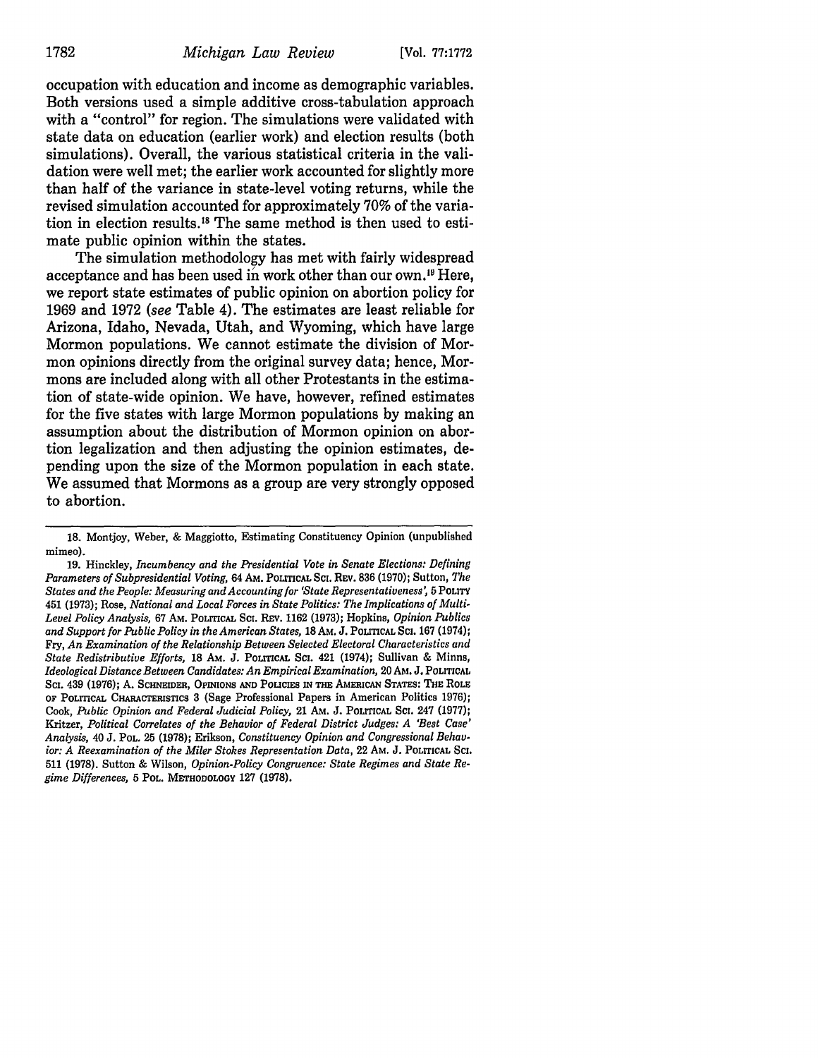occupation with education and income as demographic variables. Both versions used a simple additive cross-tabulation approach with a "control" for region. The simulations were validated with state data on education (earlier work) and election results (both simulations). Overall, the various statistical criteria in the validation were well met; the earlier work accounted for slightly more than half of the variance in state-level voting returns, while the revised simulation accounted for approximately 70% of the variation in election results.[18] The same method is then used to estimate public opinion within the states.

The simulation methodology has met with fairly widespread acceptance and has been used in work other than our own.[19] Here, we report state estimates of public opinion on abortion policy for 1969 and 1972 (*see* Table 4). The estimates are least reliable for Arizona, Idaho, Nevada, Utah, and Wyoming, which have large Mormon populations. We cannot estimate the division of Mormon opinions directly from the original survey data; hence, Mormons are included along with all other Protestants in the estimation of state-wide opinion. We have, however, refined estimates for the five states with large Mormon populations by making an assumption about the distribution of Mormon opinion on abortion legalization and then adjusting the opinion estimates, depending upon the size of the Mormon population in each state. We assumed that Mormons as a group are very strongly opposed to abortion.

---

18. Montjoy, Weber, & Maggiotto, Estimating Constituency Opinion (unpublished mimeo).

19. Hinckley, *Incumbency and the Presidential Vote in Senate Elections: Defining Parameters of Subpresidential Voting,* 64 AM. POLITICAL SCI. REV. 836 (1970); Sutton, *The States and the People: Measuring and Accounting for 'State Representativeness',* 5 POLITY 451 (1973); Rose, *National and Local Forces in State Politics: The Implications of Multi-Level Policy Analysis,* 67 AM. POLITICAL SCI. REV. 1162 (1973); Hopkins, *Opinion Publics and Support for Public Policy in the American States,* 18 AM. J. POLITICAL SCI. 167 (1974); Fry, *An Examination of the Relationship Between Selected Electoral Characteristics and State Redistributive Efforts,* 18 AM. J. POLITICAL SCI. 421 (1974); Sullivan & Minns, *Ideological Distance Between Candidates: An Empirical Examination,* 20 AM. J. POLITICAL SCI. 439 (1976); A. SCHNEIDER, OPINIONS AND POLICIES IN THE AMERICAN STATES: THE ROLE OF POLITICAL CHARACTERISTICS 3 (Sage Professional Papers in American Politics 1976); Cook, *Public Opinion and Federal Judicial Policy,* 21 AM. J. POLITICAL SCI. 247 (1977); Kritzer, *Political Correlates of the Behavior of Federal District Judges: A 'Best Case' Analysis,* 40 J. POL. 25 (1978); Erikson, *Constituency Opinion and Congressional Behavior: A Reexamination of the Miler Stokes Representation Data,* 22 AM. J. POLITICAL SCI. 511 (1978). Sutton & Wilson, *Opinion-Policy Congruence: State Regimes and State Regime Differences,* 5 POL. METHODOLOGY 127 (1978).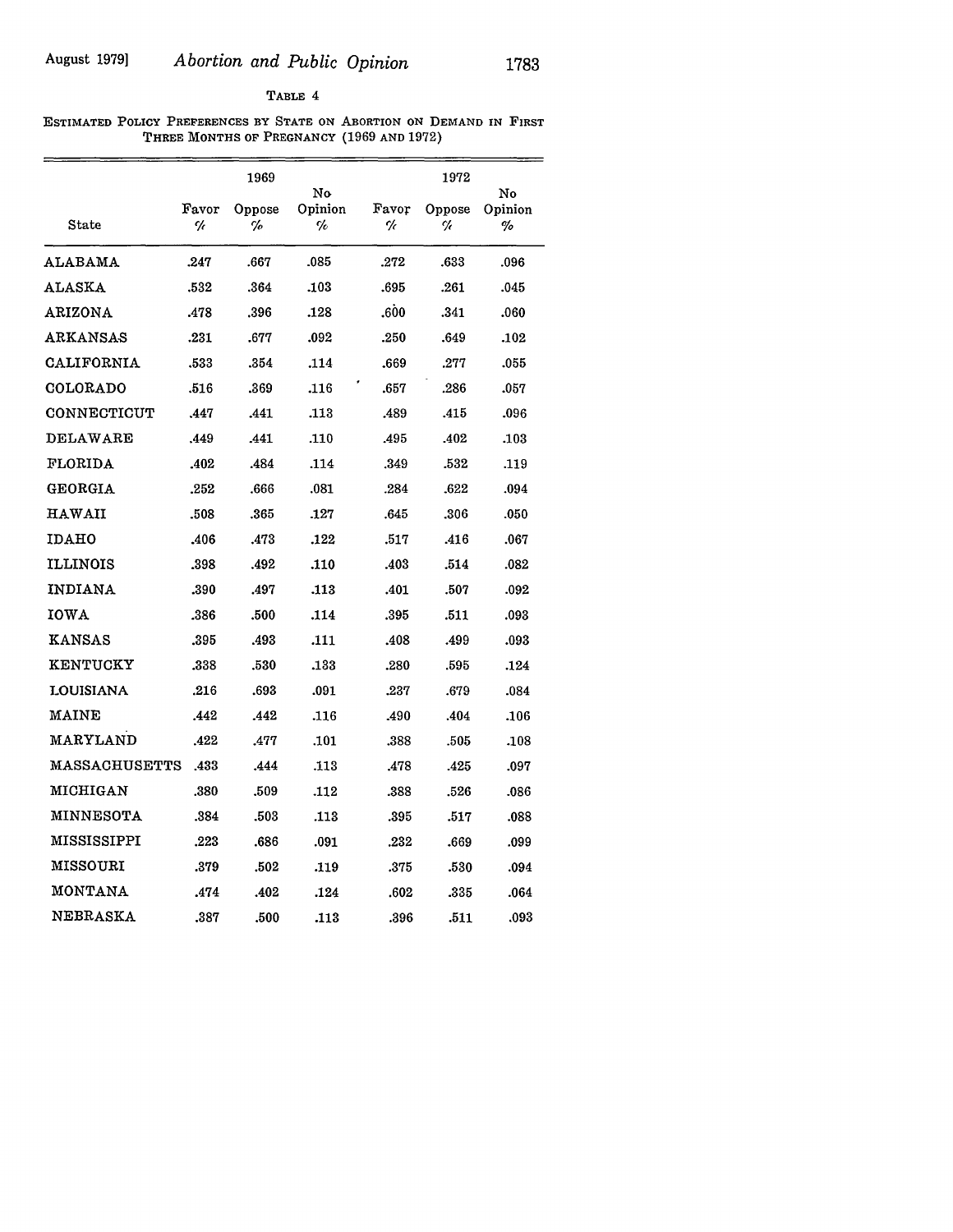TABLE 4

ESTIMATED POLICY PREFERENCES BY STATE ON ABORTION ON DEMAND IN FIRST THREE MONTHS OF PREGNANCY (1969 AND 1972)

| | 1969 | | | 1972 | | |
|---|---|---|---|---|---|---|
| State | Favor % | Oppose % | No Opinion % | Favor % | Oppose % | No Opinion % |
| ALABAMA | .247 | .667 | .085 | .272 | .633 | .096 |
| ALASKA | .532 | .364 | .103 | .695 | .261 | .045 |
| ARIZONA | .478 | .396 | .128 | .600 | .341 | .060 |
| ARKANSAS | .231 | .677 | .092 | .250 | .649 | .102 |
| CALIFORNIA | .533 | .354 | .114 | .669 | .277 | .055 |
| COLORADO | .516 | .369 | .116 | .657 | .286 | .057 |
| CONNECTICUT | .447 | .441 | .113 | .489 | .415 | .096 |
| DELAWARE | .449 | .441 | .110 | .495 | .402 | .103 |
| FLORIDA | .402 | .484 | .114 | .349 | .532 | .119 |
| GEORGIA | .252 | .666 | .081 | .284 | .622 | .094 |
| HAWAII | .508 | .365 | .127 | .645 | .306 | .050 |
| IDAHO | .406 | .473 | .122 | .517 | .416 | .067 |
| ILLINOIS | .398 | .492 | .110 | .403 | .514 | .082 |
| INDIANA | .390 | .497 | .113 | .401 | .507 | .092 |
| IOWA | .386 | .500 | .114 | .395 | .511 | .093 |
| KANSAS | .395 | .493 | .111 | .408 | .499 | .093 |
| KENTUCKY | .338 | .530 | .133 | .280 | .595 | .124 |
| LOUISIANA | .216 | .693 | .091 | .237 | .679 | .084 |
| MAINE | .442 | .442 | .116 | .490 | .404 | .106 |
| MARYLAND | .422 | .477 | .101 | .388 | .505 | .108 |
| MASSACHUSETTS | .433 | .444 | .113 | .478 | .425 | .097 |
| MICHIGAN | .380 | .509 | .112 | .388 | .526 | .086 |
| MINNESOTA | .384 | .503 | .113 | .395 | .517 | .088 |
| MISSISSIPPI | .223 | .686 | .091 | .232 | .669 | .099 |
| MISSOURI | .379 | .502 | .119 | .375 | .530 | .094 |
| MONTANA | .474 | .402 | .124 | .602 | .335 | .064 |
| NEBRASKA | .387 | .500 | .113 | .396 | .511 | .093 |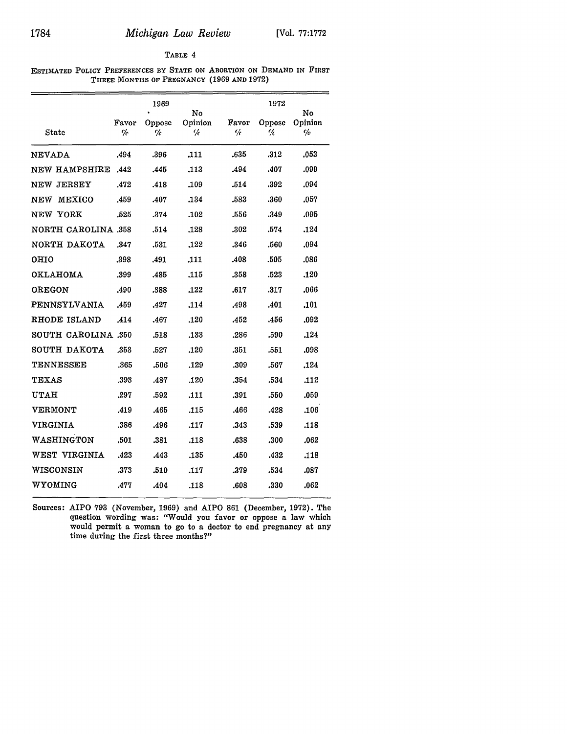TABLE 4

ESTIMATED POLICY PREFERENCES BY STATE ON ABORTION ON DEMAND IN FIRST THREE MONTHS OF PREGNANCY (1969 AND 1972)

| State | 1969 | | | 1972 | | |
|---|---|---|---|---|---|---|
| | Favor % | Oppose % | No Opinion % | Favor % | Oppose % | No Opinion % |
| NEVADA | .494 | .396 | .111 | .635 | .312 | .053 |
| NEW HAMPSHIRE | .442 | .445 | .113 | .494 | .407 | .099 |
| NEW JERSEY | .472 | .418 | .109 | .514 | .392 | .094 |
| NEW MEXICO | .459 | .407 | .134 | .583 | .360 | .057 |
| NEW YORK | .525 | .374 | .102 | .556 | .349 | .095 |
| NORTH CAROLINA | .358 | .514 | .128 | .302 | .574 | .124 |
| NORTH DAKOTA | .347 | .531 | .122 | .346 | .560 | .094 |
| OHIO | .398 | .491 | .111 | .408 | .505 | .086 |
| OKLAHOMA | .399 | .485 | .115 | .358 | .523 | .120 |
| OREGON | .490 | .388 | .122 | .617 | .317 | .066 |
| PENNSYLVANIA | .459 | .427 | .114 | .498 | .401 | .101 |
| RHODE ISLAND | .414 | .467 | .120 | .452 | .456 | .092 |
| SOUTH CAROLINA | .350 | .518 | .133 | .286 | .590 | .124 |
| SOUTH DAKOTA | .353 | .527 | .120 | .351 | .551 | .098 |
| TENNESSEE | .365 | .506 | .129 | .309 | .567 | .124 |
| TEXAS | .393 | .487 | .120 | .354 | .534 | .112 |
| UTAH | .297 | .592 | .111 | .391 | .550 | .059 |
| VERMONT | .419 | .465 | .115 | .466 | .428 | .106 |
| VIRGINIA | .386 | .496 | .117 | .343 | .539 | .118 |
| WASHINGTON | .501 | .381 | .118 | .638 | .300 | .062 |
| WEST VIRGINIA | .423 | .443 | .135 | .450 | .432 | .118 |
| WISCONSIN | .373 | .510 | .117 | .379 | .534 | .087 |
| WYOMING | .477 | .404 | .118 | .608 | .330 | .062 |

Sources: AIPO 793 (November, 1969) and AIPO 861 (December, 1972). The question wording was: "Would you favor or oppose a law which would permit a woman to go to a doctor to end pregnancy at any time during the first three months?"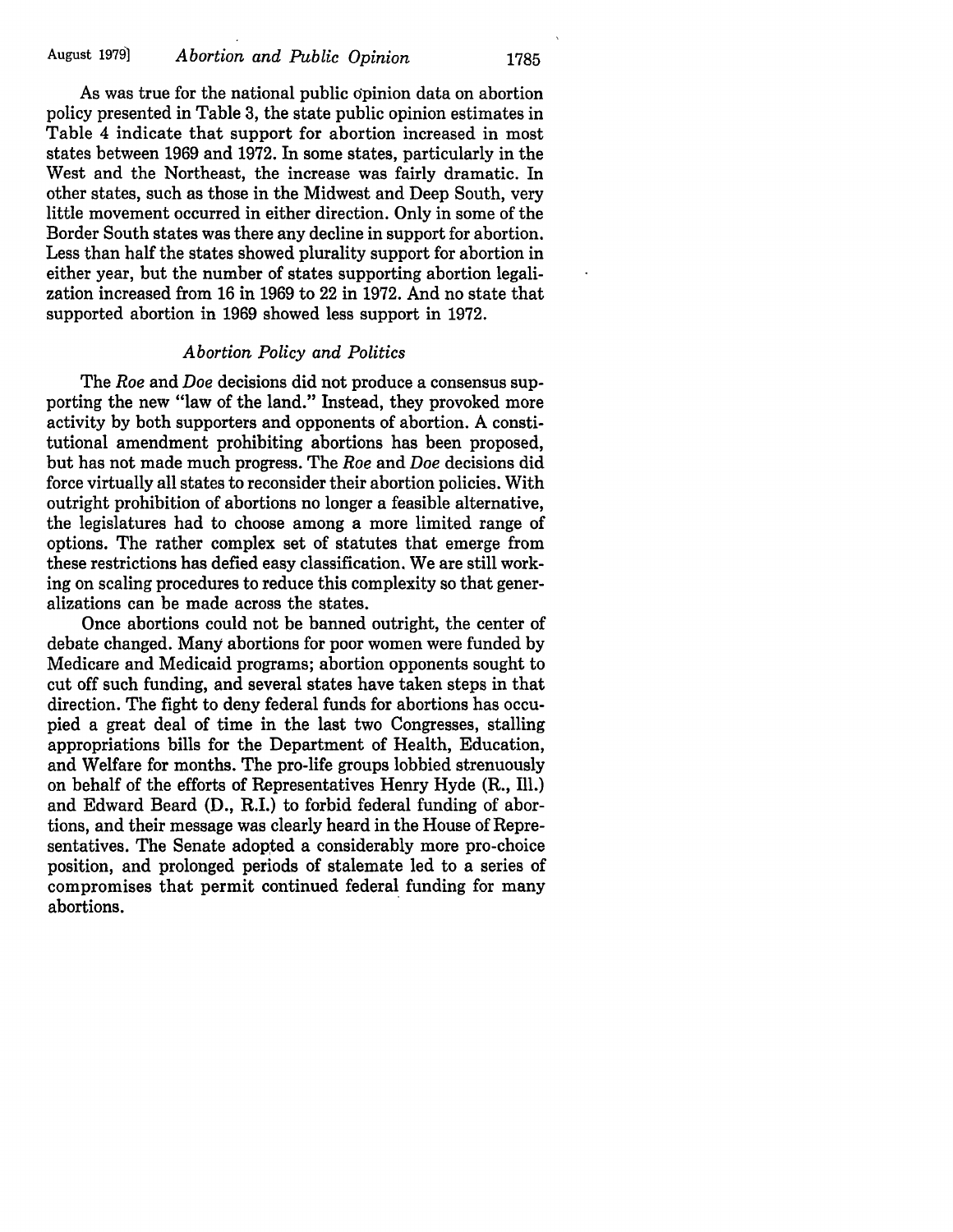As was true for the national public opinion data on abortion policy presented in Table 3, the state public opinion estimates in Table 4 indicate that support for abortion increased in most states between 1969 and 1972. In some states, particularly in the West and the Northeast, the increase was fairly dramatic. In other states, such as those in the Midwest and Deep South, very little movement occurred in either direction. Only in some of the Border South states was there any decline in support for abortion. Less than half the states showed plurality support for abortion in either year, but the number of states supporting abortion legalization increased from 16 in 1969 to 22 in 1972. And no state that supported abortion in 1969 showed less support in 1972.

### *Abortion Policy and Politics*

The *Roe* and *Doe* decisions did not produce a consensus supporting the new "law of the land." Instead, they provoked more activity by both supporters and opponents of abortion. A constitutional amendment prohibiting abortions has been proposed, but has not made much progress. The *Roe* and *Doe* decisions did force virtually all states to reconsider their abortion policies. With outright prohibition of abortions no longer a feasible alternative, the legislatures had to choose among a more limited range of options. The rather complex set of statutes that emerge from these restrictions has defied easy classification. We are still working on scaling procedures to reduce this complexity so that generalizations can be made across the states.

Once abortions could not be banned outright, the center of debate changed. Many abortions for poor women were funded by Medicare and Medicaid programs; abortion opponents sought to cut off such funding, and several states have taken steps in that direction. The fight to deny federal funds for abortions has occupied a great deal of time in the last two Congresses, stalling appropriations bills for the Department of Health, Education, and Welfare for months. The pro-life groups lobbied strenuously on behalf of the efforts of Representatives Henry Hyde (R., Ill.) and Edward Beard (D., R.I.) to forbid federal funding of abortions, and their message was clearly heard in the House of Representatives. The Senate adopted a considerably more pro-choice position, and prolonged periods of stalemate led to a series of compromises that permit continued federal funding for many abortions.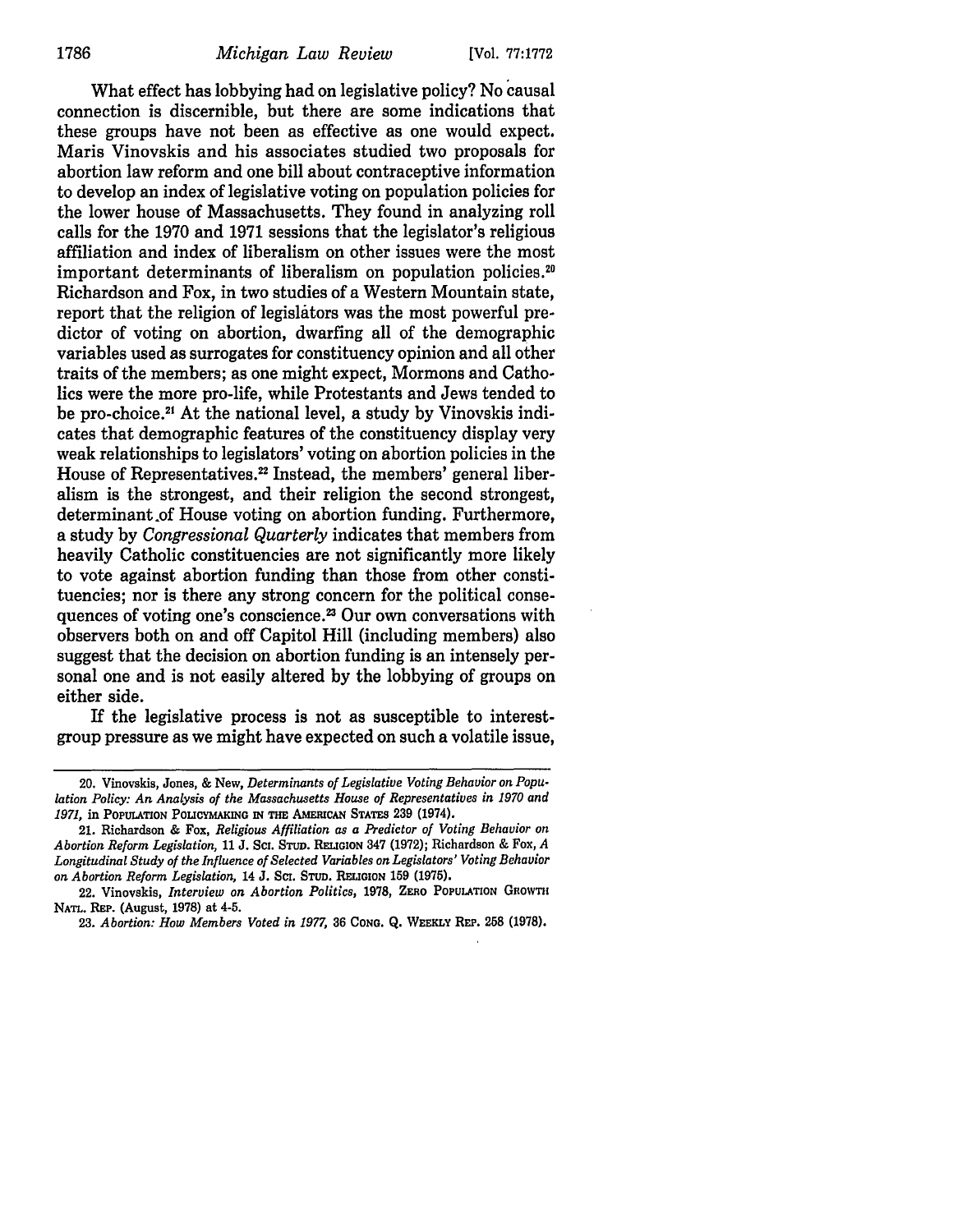What effect has lobbying had on legislative policy? No causal connection is discernible, but there are some indications that these groups have not been as effective as one would expect. Maris Vinovskis and his associates studied two proposals for abortion law reform and one bill about contraceptive information to develop an index of legislative voting on population policies for the lower house of Massachusetts. They found in analyzing roll calls for the 1970 and 1971 sessions that the legislator's religious affiliation and index of liberalism on other issues were the most important determinants of liberalism on population policies.[20] Richardson and Fox, in two studies of a Western Mountain state, report that the religion of legislators was the most powerful predictor of voting on abortion, dwarfing all of the demographic variables used as surrogates for constituency opinion and all other traits of the members; as one might expect, Mormons and Catholics were the more pro-life, while Protestants and Jews tended to be pro-choice.[21] At the national level, a study by Vinovskis indicates that demographic features of the constituency display very weak relationships to legislators' voting on abortion policies in the House of Representatives.[22] Instead, the members' general liberalism is the strongest, and their religion the second strongest, determinant of House voting on abortion funding. Furthermore, a study by *Congressional Quarterly* indicates that members from heavily Catholic constituencies are not significantly more likely to vote against abortion funding than those from other constituencies; nor is there any strong concern for the political consequences of voting one's conscience.[23] Our own conversations with observers both on and off Capitol Hill (including members) also suggest that the decision on abortion funding is an intensely personal one and is not easily altered by the lobbying of groups on either side.

If the legislative process is not as susceptible to interest-group pressure as we might have expected on such a volatile issue,

---

20. Vinovskis, Jones, & New, *Determinants of Legislative Voting Behavior on Population Policy: An Analysis of the Massachusetts House of Representatives in 1970 and 1971*, in POPULATION POLICYMAKING IN THE AMERICAN STATES 239 (1974).

21. Richardson & Fox, *Religious Affiliation as a Predictor of Voting Behavior on Abortion Reform Legislation*, 11 J. SCI. STUD. RELIGION 347 (1972); Richardson & Fox, *A Longitudinal Study of the Influence of Selected Variables on Legislators' Voting Behavior on Abortion Reform Legislation*, 14 J. SCI. STUD. RELIGION 159 (1975).

22. Vinovskis, *Interview on Abortion Politics*, 1978, ZERO POPULATION GROWTH NATL. REP. (August, 1978) at 4-5.

23. *Abortion: How Members Voted in 1977*, 36 CONG. Q. WEEKLY REP. 258 (1978).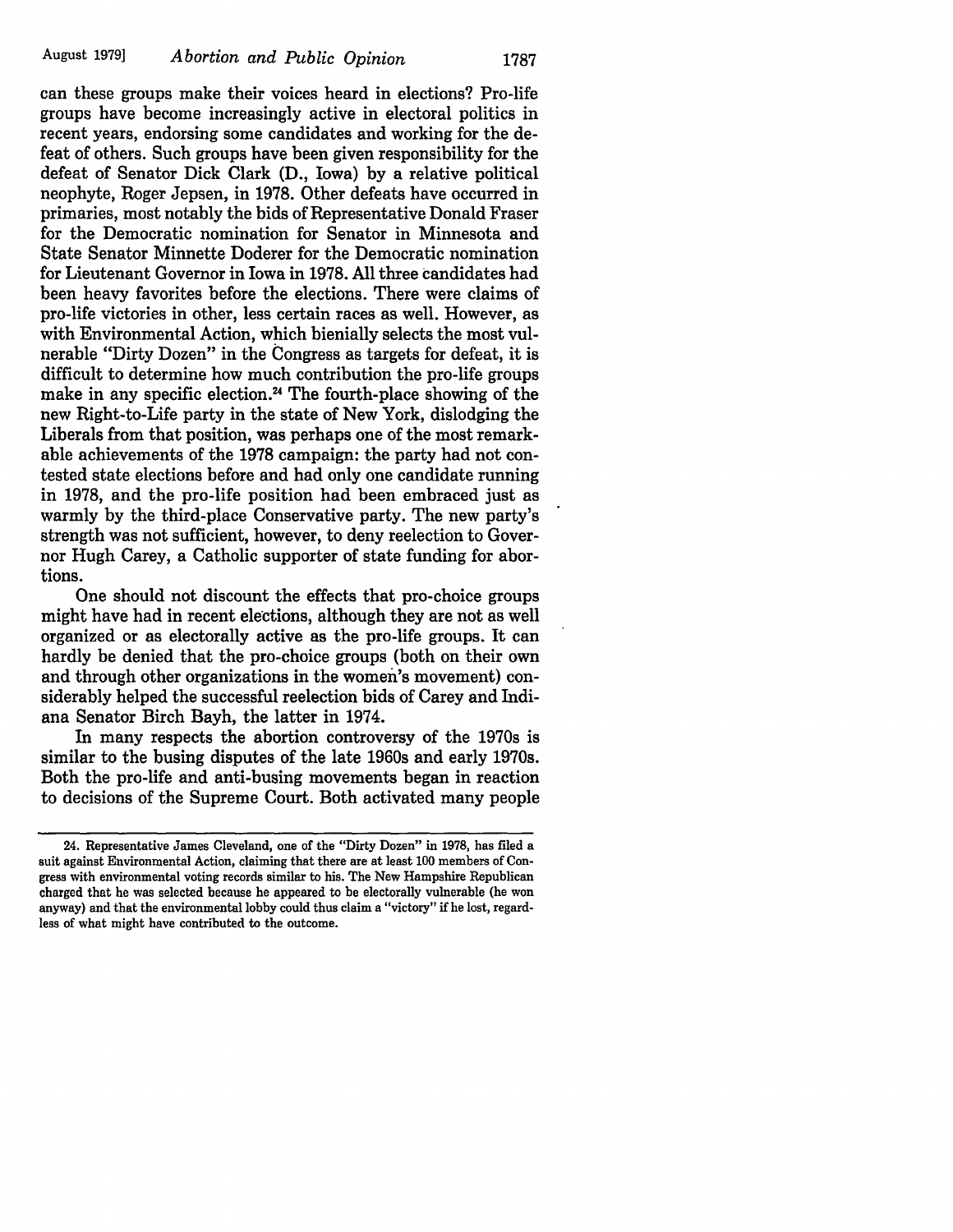can these groups make their voices heard in elections? Pro-life groups have become increasingly active in electoral politics in recent years, endorsing some candidates and working for the defeat of others. Such groups have been given responsibility for the defeat of Senator Dick Clark (D., Iowa) by a relative political neophyte, Roger Jepsen, in 1978. Other defeats have occurred in primaries, most notably the bids of Representative Donald Fraser for the Democratic nomination for Senator in Minnesota and State Senator Minnette Doderer for the Democratic nomination for Lieutenant Governor in Iowa in 1978. All three candidates had been heavy favorites before the elections. There were claims of pro-life victories in other, less certain races as well. However, as with Environmental Action, which bienially selects the most vulnerable "Dirty Dozen" in the Congress as targets for defeat, it is difficult to determine how much contribution the pro-life groups make in any specific election.[24] The fourth-place showing of the new Right-to-Life party in the state of New York, dislodging the Liberals from that position, was perhaps one of the most remarkable achievements of the 1978 campaign: the party had not contested state elections before and had only one candidate running in 1978, and the pro-life position had been embraced just as warmly by the third-place Conservative party. The new party's strength was not sufficient, however, to deny reelection to Governor Hugh Carey, a Catholic supporter of state funding for abortions.

One should not discount the effects that pro-choice groups might have had in recent elections, although they are not as well organized or as electorally active as the pro-life groups. It can hardly be denied that the pro-choice groups (both on their own and through other organizations in the women's movement) considerably helped the successful reelection bids of Carey and Indiana Senator Birch Bayh, the latter in 1974.

In many respects the abortion controversy of the 1970s is similar to the busing disputes of the late 1960s and early 1970s. Both the pro-life and anti-busing movements began in reaction to decisions of the Supreme Court. Both activated many people

---

24. Representative James Cleveland, one of the "Dirty Dozen" in 1978, has filed a suit against Environmental Action, claiming that there are at least 100 members of Congress with environmental voting records similar to his. The New Hampshire Republican charged that he was selected because he appeared to be electorally vulnerable (he won anyway) and that the environmental lobby could thus claim a "victory" if he lost, regardless of what might have contributed to the outcome.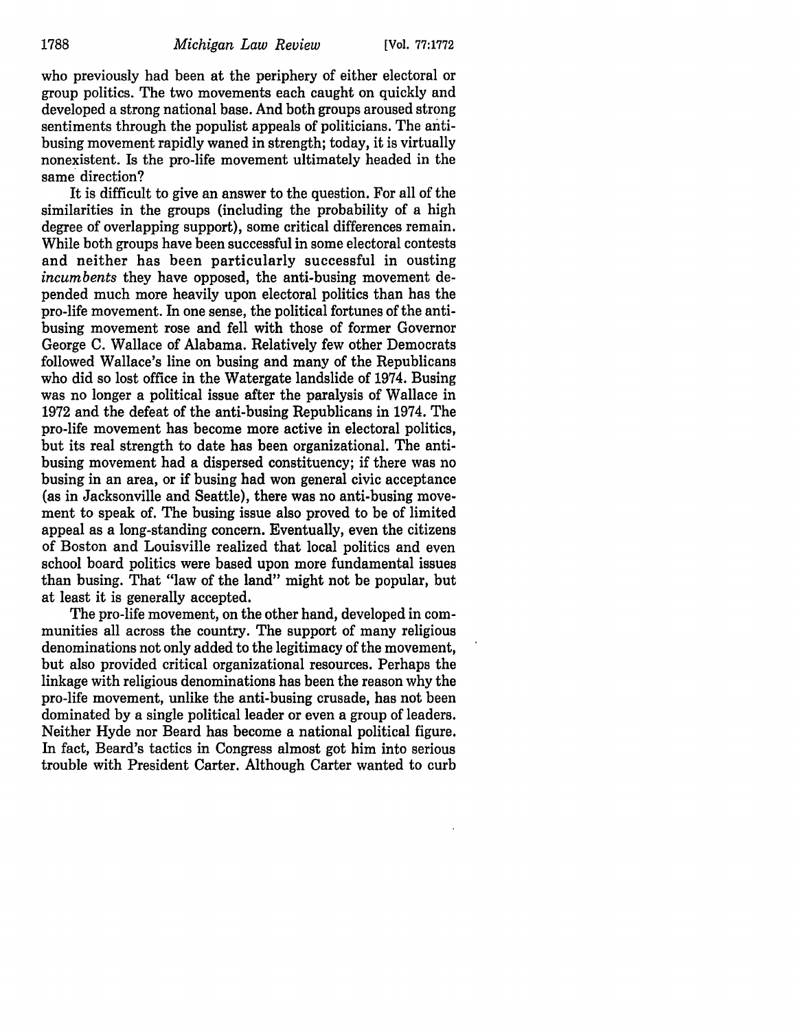who previously had been at the periphery of either electoral or group politics. The two movements each caught on quickly and developed a strong national base. And both groups aroused strong sentiments through the populist appeals of politicians. The anti-busing movement rapidly waned in strength; today, it is virtually nonexistent. Is the pro-life movement ultimately headed in the same direction?

It is difficult to give an answer to the question. For all of the similarities in the groups (including the probability of a high degree of overlapping support), some critical differences remain. While both groups have been successful in some electoral contests and neither has been particularly successful in ousting *incumbents* they have opposed, the anti-busing movement depended much more heavily upon electoral politics than has the pro-life movement. In one sense, the political fortunes of the anti-busing movement rose and fell with those of former Governor George C. Wallace of Alabama. Relatively few other Democrats followed Wallace's line on busing and many of the Republicans who did so lost office in the Watergate landslide of 1974. Busing was no longer a political issue after the paralysis of Wallace in 1972 and the defeat of the anti-busing Republicans in 1974. The pro-life movement has become more active in electoral politics, but its real strength to date has been organizational. The anti-busing movement had a dispersed constituency; if there was no busing in an area, or if busing had won general civic acceptance (as in Jacksonville and Seattle), there was no anti-busing movement to speak of. The busing issue also proved to be of limited appeal as a long-standing concern. Eventually, even the citizens of Boston and Louisville realized that local politics and even school board politics were based upon more fundamental issues than busing. That "law of the land" might not be popular, but at least it is generally accepted.

The pro-life movement, on the other hand, developed in communities all across the country. The support of many religious denominations not only added to the legitimacy of the movement, but also provided critical organizational resources. Perhaps the linkage with religious denominations has been the reason why the pro-life movement, unlike the anti-busing crusade, has not been dominated by a single political leader or even a group of leaders. Neither Hyde nor Beard has become a national political figure. In fact, Beard's tactics in Congress almost got him into serious trouble with President Carter. Although Carter wanted to curb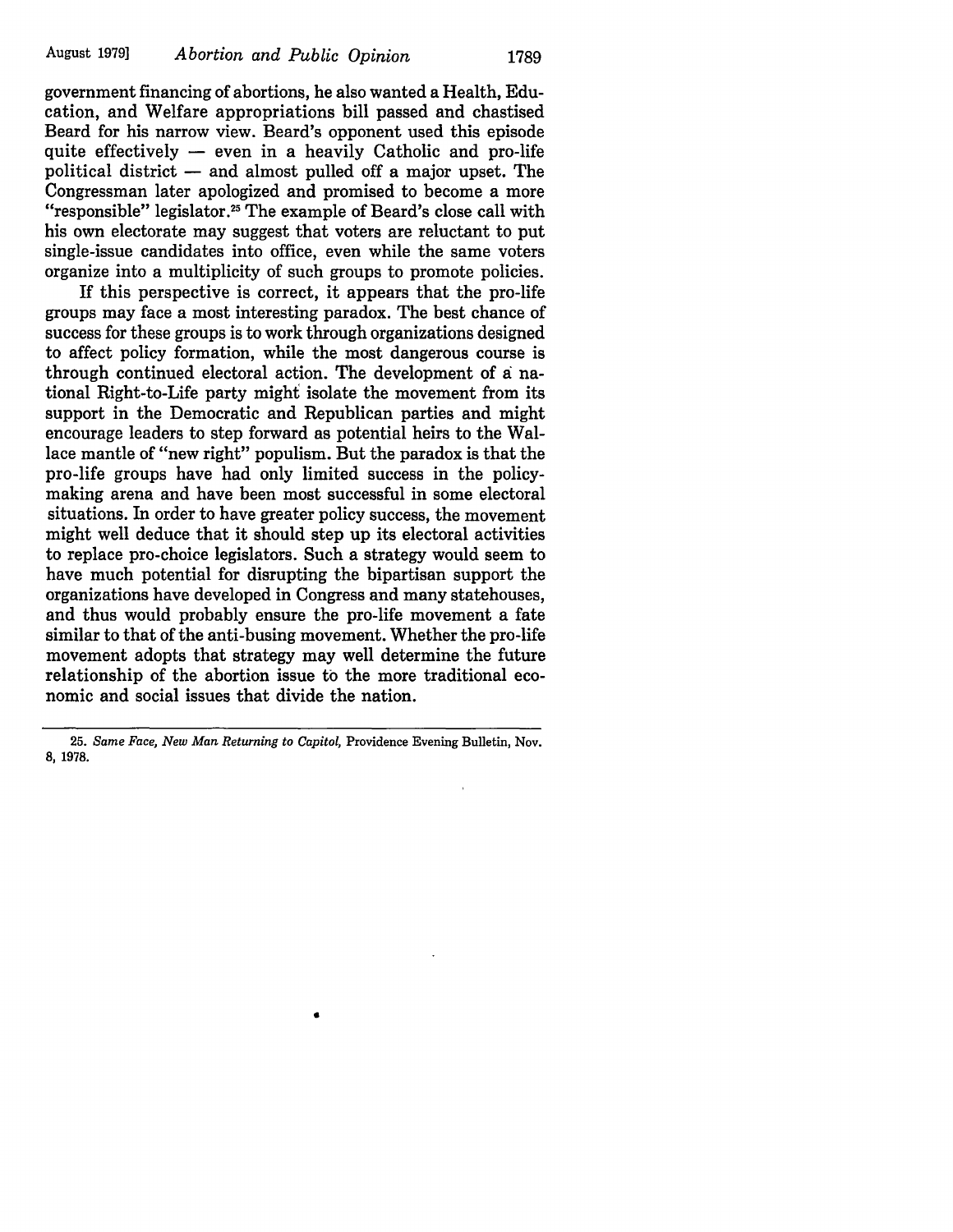government financing of abortions, he also wanted a Health, Education, and Welfare appropriations bill passed and chastised Beard for his narrow view. Beard's opponent used this episode quite effectively — even in a heavily Catholic and pro-life political district — and almost pulled off a major upset. The Congressman later apologized and promised to become a more "responsible" legislator.[25] The example of Beard's close call with his own electorate may suggest that voters are reluctant to put single-issue candidates into office, even while the same voters organize into a multiplicity of such groups to promote policies.

If this perspective is correct, it appears that the pro-life groups may face a most interesting paradox. The best chance of success for these groups is to work through organizations designed to affect policy formation, while the most dangerous course is through continued electoral action. The development of a national Right-to-Life party might isolate the movement from its support in the Democratic and Republican parties and might encourage leaders to step forward as potential heirs to the Wallace mantle of "new right" populism. But the paradox is that the pro-life groups have had only limited success in the policy-making arena and have been most successful in some electoral situations. In order to have greater policy success, the movement might well deduce that it should step up its electoral activities to replace pro-choice legislators. Such a strategy would seem to have much potential for disrupting the bipartisan support the organizations have developed in Congress and many statehouses, and thus would probably ensure the pro-life movement a fate similar to that of the anti-busing movement. Whether the pro-life movement adopts that strategy may well determine the future relationship of the abortion issue to the more traditional economic and social issues that divide the nation.

---

25. *Same Face, New Man Returning to Capitol,* Providence Evening Bulletin, Nov. 8, 1978.